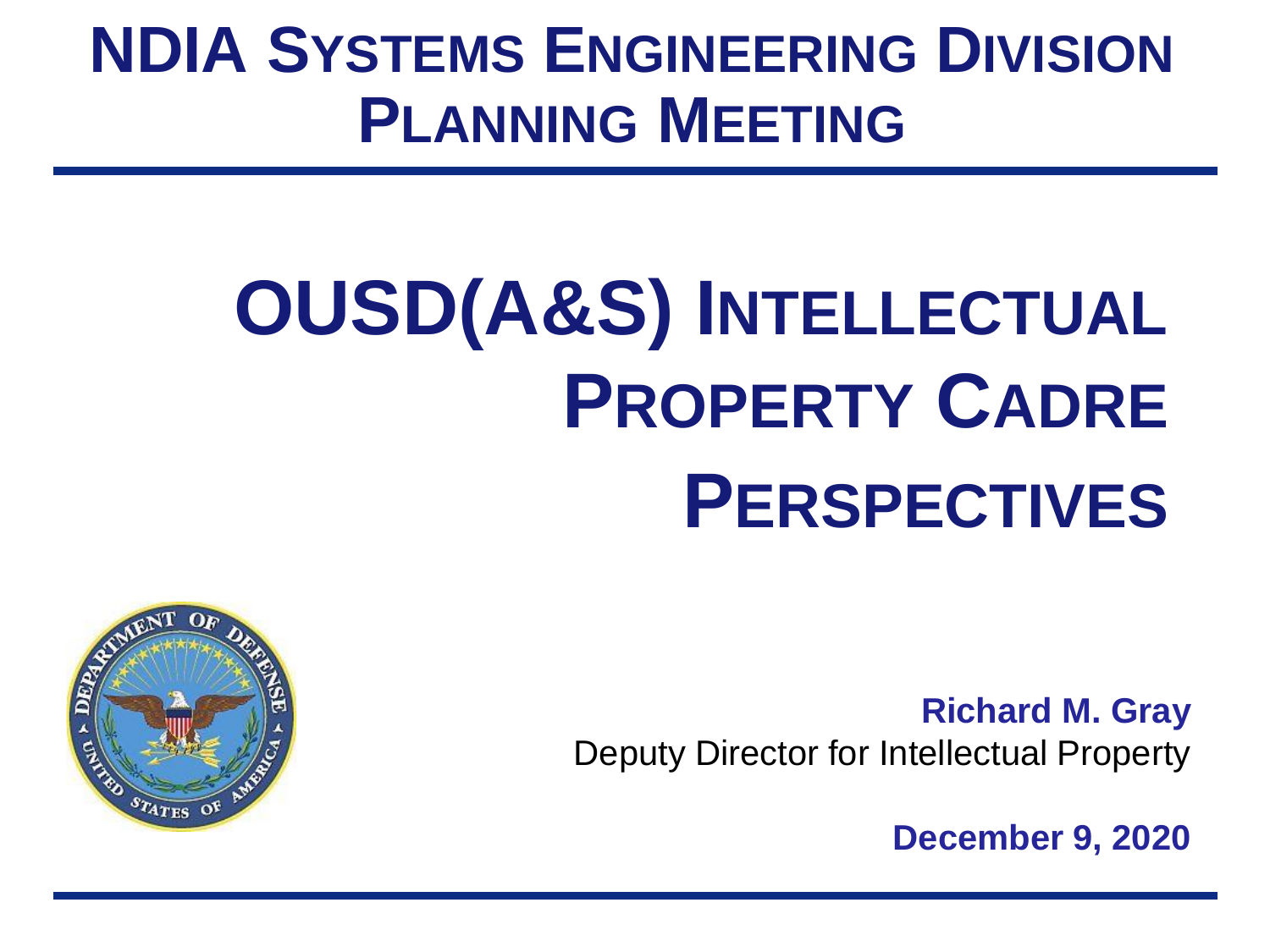# NDIA Systems Engineering Division Planning Meeting

# OUSD(A&S) Intellectual Property Cadre Perspectives

**Richard M. Gray**
Deputy Director for Intellectual Property

**December 9, 2020**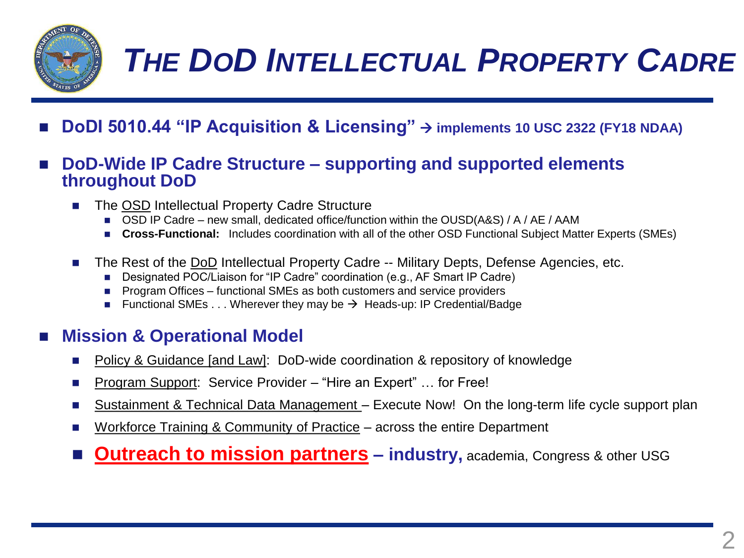# *THE DOD INTELLECTUAL PROPERTY CADRE*

- **DoDI 5010.44 "IP Acquisition & Licensing" → implements 10 USC 2322 (FY18 NDAA)**

- **DoD-Wide IP Cadre Structure – supporting and supported elements throughout DoD**
  - The OSD Intellectual Property Cadre Structure
    - OSD IP Cadre – new small, dedicated office/function within the OUSD(A&S) / A / AE / AAM
    - **Cross-Functional:** Includes coordination with all of the other OSD Functional Subject Matter Experts (SMEs)
  - The Rest of the DoD Intellectual Property Cadre -- Military Depts, Defense Agencies, etc.
    - Designated POC/Liaison for "IP Cadre" coordination (e.g., AF Smart IP Cadre)
    - Program Offices – functional SMEs as both customers and service providers
    - Functional SMEs . . . Wherever they may be → Heads-up: IP Credential/Badge

- **Mission & Operational Model**
  - Policy & Guidance [and Law]: DoD-wide coordination & repository of knowledge
  - Program Support: Service Provider – "Hire an Expert" … for Free!
  - Sustainment & Technical Data Management – Execute Now! On the long-term life cycle support plan
  - Workforce Training & Community of Practice – across the entire Department
  - **Outreach to mission partners – industry,** academia, Congress & other USG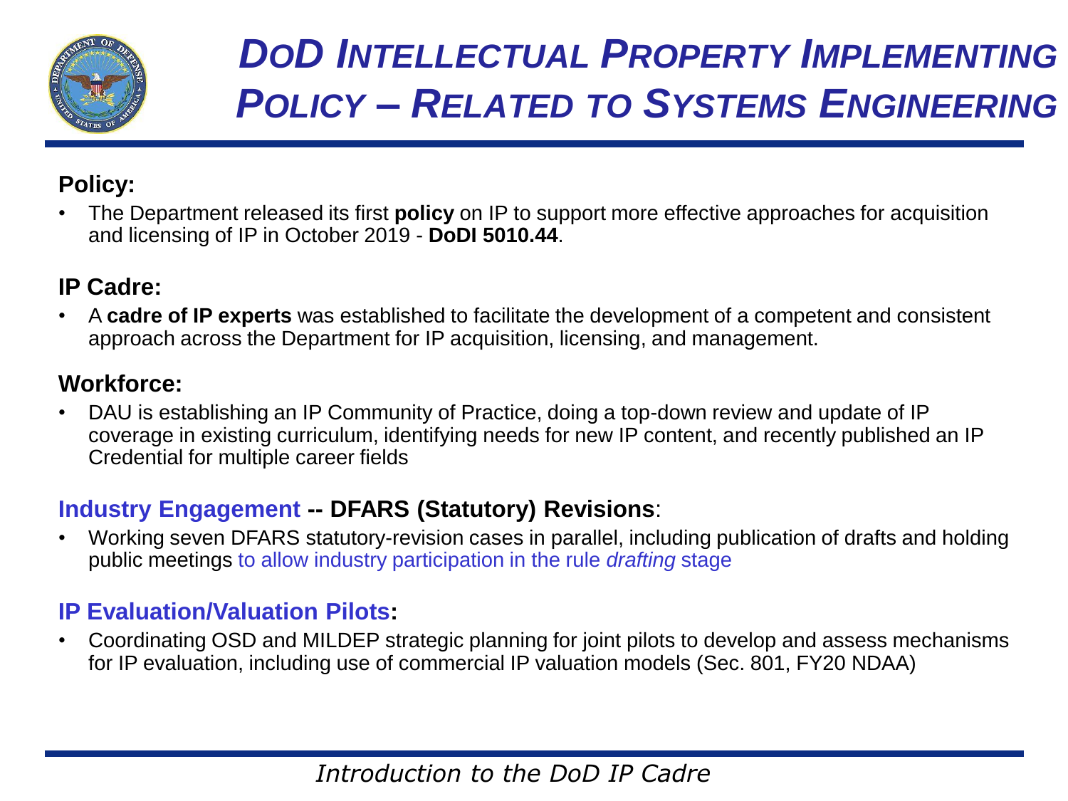# *DoD Intellectual Property Implementing Policy – Related to Systems Engineering*

**Policy:**

- The Department released its first **policy** on IP to support more effective approaches for acquisition and licensing of IP in October 2019 - **DoDI 5010.44**.

**IP Cadre:**

- A **cadre of IP experts** was established to facilitate the development of a competent and consistent approach across the Department for IP acquisition, licensing, and management.

**Workforce:**

- DAU is establishing an IP Community of Practice, doing a top-down review and update of IP coverage in existing curriculum, identifying needs for new IP content, and recently published an IP Credential for multiple career fields

**Industry Engagement -- DFARS (Statutory) Revisions**:

- Working seven DFARS statutory-revision cases in parallel, including publication of drafts and holding public meetings to allow industry participation in the rule *drafting* stage

**IP Evaluation/Valuation Pilots:**

- Coordinating OSD and MILDEP strategic planning for joint pilots to develop and assess mechanisms for IP evaluation, including use of commercial IP valuation models (Sec. 801, FY20 NDAA)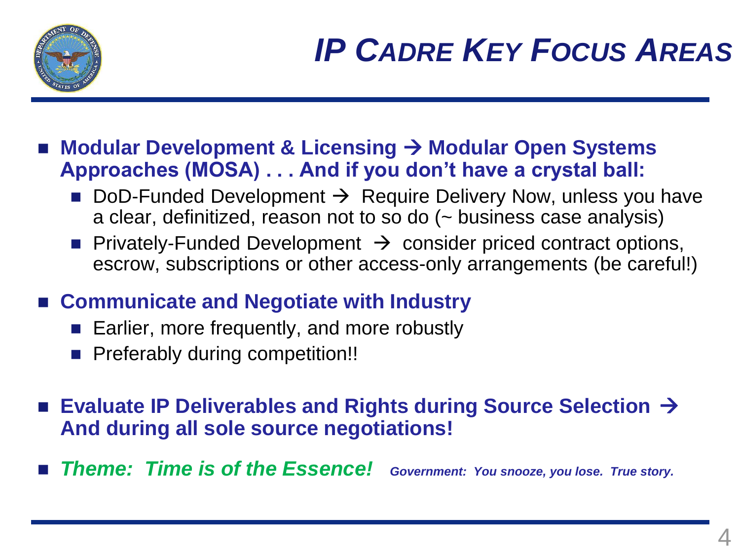# IP CADRE KEY FOCUS AREAS

- **Modular Development & Licensing → Modular Open Systems Approaches (MOSA) . . . And if you don't have a crystal ball:**
  - DoD-Funded Development → Require Delivery Now, unless you have a clear, definitized, reason not to so do (~ business case analysis)
  - Privately-Funded Development → consider priced contract options, escrow, subscriptions or other access-only arrangements (be careful!)
- **Communicate and Negotiate with Industry**
  - Earlier, more frequently, and more robustly
  - Preferably during competition!!
- **Evaluate IP Deliverables and Rights during Source Selection → And during all sole source negotiations!**
- ***Theme: Time is of the Essence!*** ***Government: You snooze, you lose. True story.***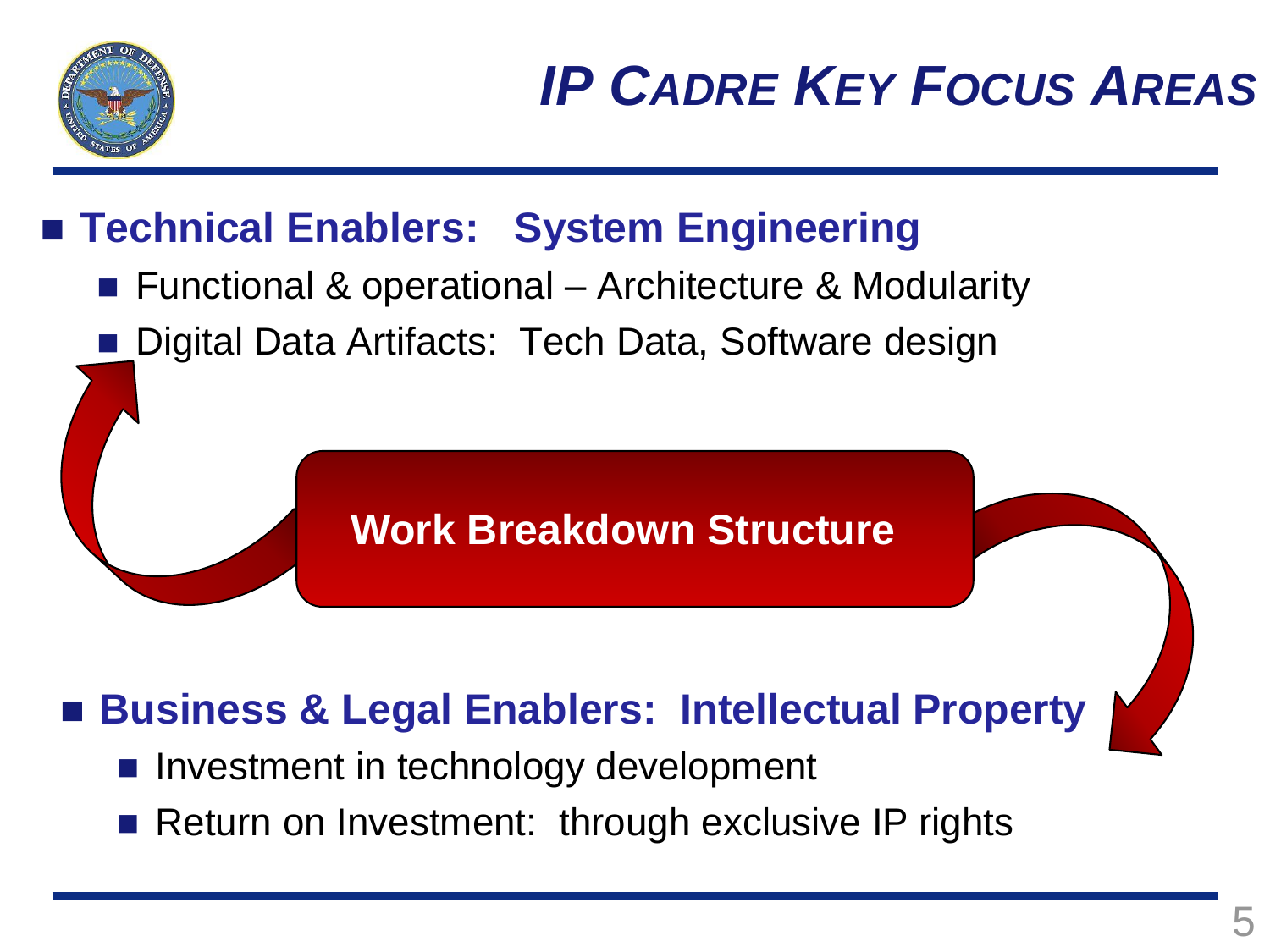# IP CADRE KEY FOCUS AREAS

- **Technical Enablers: System Engineering**
  - Functional & operational – Architecture & Modularity
  - Digital Data Artifacts: Tech Data, Software design

**Work Breakdown Structure**

- **Business & Legal Enablers: Intellectual Property**
  - Investment in technology development
  - Return on Investment: through exclusive IP rights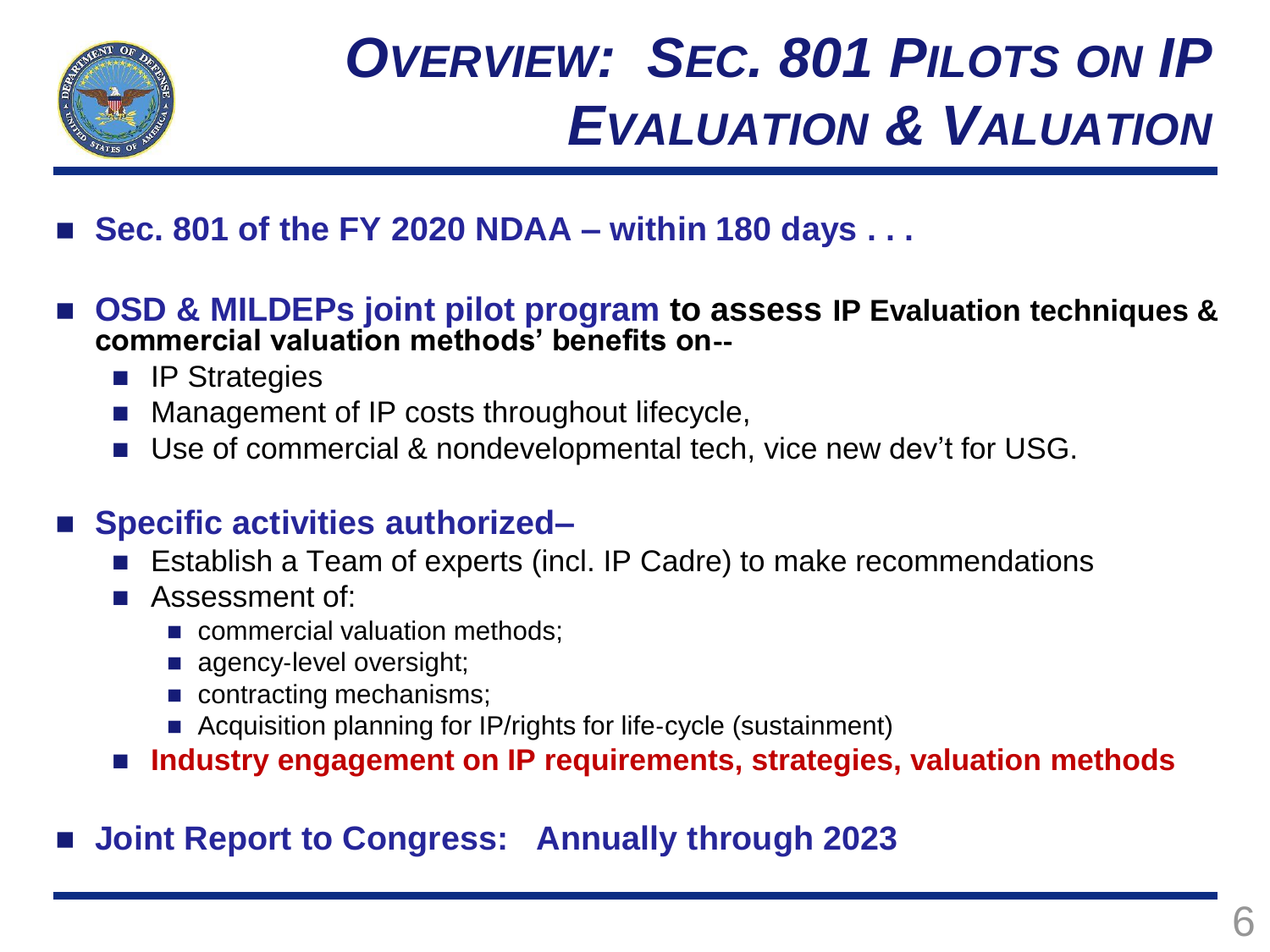# *OVERVIEW: SEC. 801 PILOTS ON IP EVALUATION & VALUATION*

- **Sec. 801 of the FY 2020 NDAA – within 180 days . . .**

- **OSD & MILDEPs joint pilot program to assess IP Evaluation techniques & commercial valuation methods' benefits on--**
  - IP Strategies
  - Management of IP costs throughout lifecycle,
  - Use of commercial & nondevelopmental tech, vice new dev't for USG.

- **Specific activities authorized–**
  - Establish a Team of experts (incl. IP Cadre) to make recommendations
  - Assessment of:
    - commercial valuation methods;
    - agency-level oversight;
    - contracting mechanisms;
    - Acquisition planning for IP/rights for life-cycle (sustainment)
  - **Industry engagement on IP requirements, strategies, valuation methods**

- **Joint Report to Congress: Annually through 2023**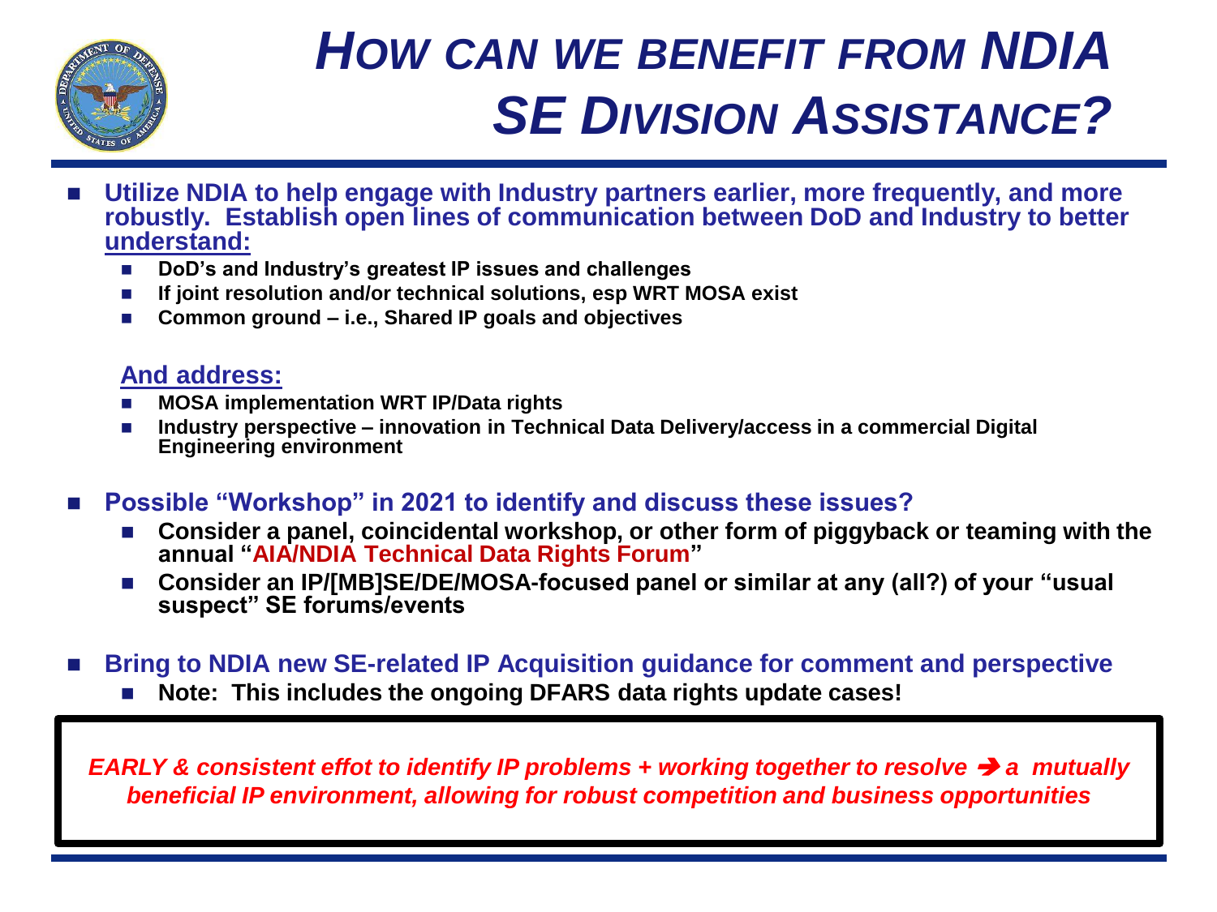# *HOW CAN WE BENEFIT FROM NDIA SE DIVISION ASSISTANCE?*

- **Utilize NDIA to help engage with Industry partners earlier, more frequently, and more robustly. Establish open lines of communication between DoD and Industry to better understand:**
  - **DoD's and Industry's greatest IP issues and challenges**
  - **If joint resolution and/or technical solutions, esp WRT MOSA exist**
  - **Common ground – i.e., Shared IP goals and objectives**

  **And address:**
  - **MOSA implementation WRT IP/Data rights**
  - **Industry perspective – innovation in Technical Data Delivery/access in a commercial Digital Engineering environment**

- **Possible "Workshop" in 2021 to identify and discuss these issues?**
  - **Consider a panel, coincidental workshop, or other form of piggyback or teaming with the annual "AIA/NDIA Technical Data Rights Forum"**
  - **Consider an IP/[MB]SE/DE/MOSA-focused panel or similar at any (all?) of your "usual suspect" SE forums/events**

- **Bring to NDIA new SE-related IP Acquisition guidance for comment and perspective**
  - **Note: This includes the ongoing DFARS data rights update cases!**

***EARLY & consistent effot to identify IP problems + working together to resolve ➔ a mutually beneficial IP environment, allowing for robust competition and business opportunities***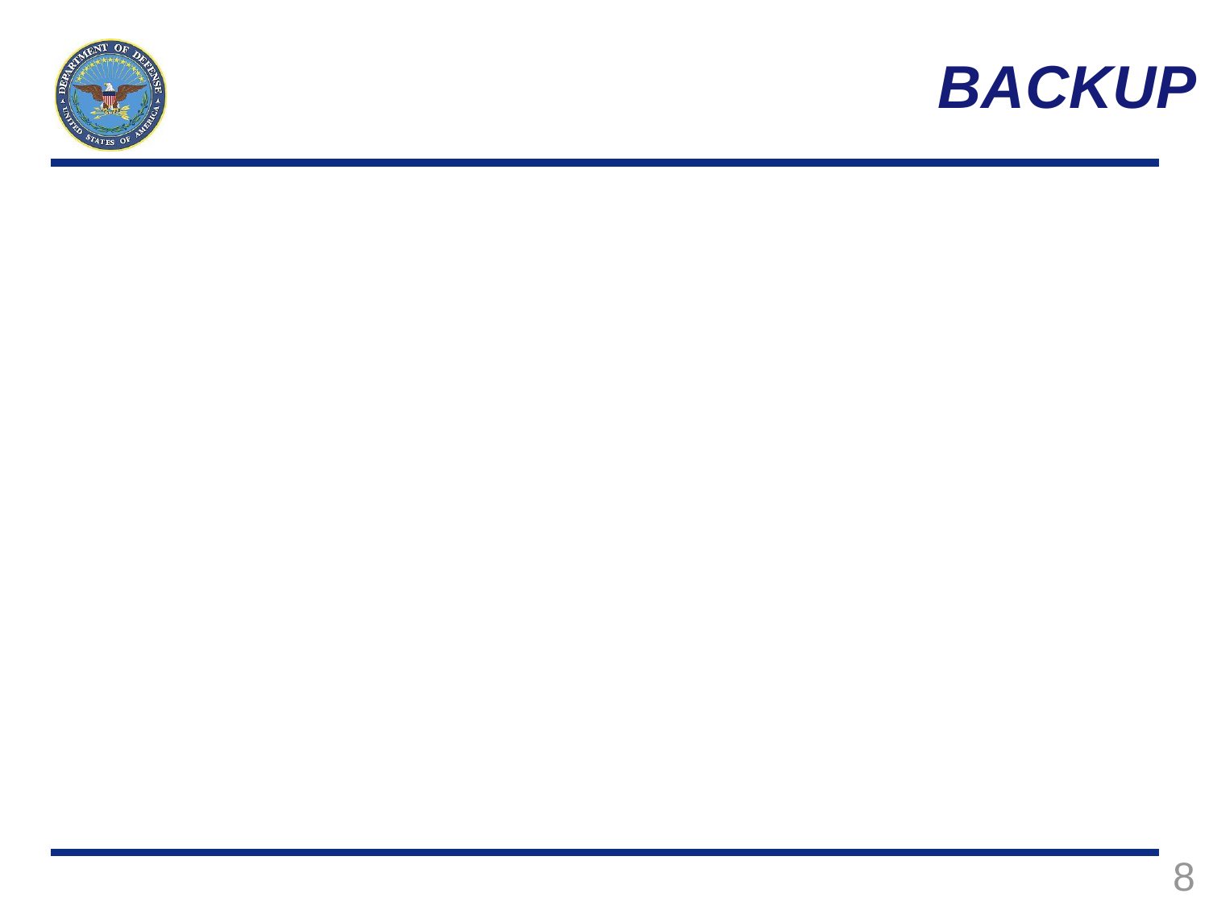# *BACKUP*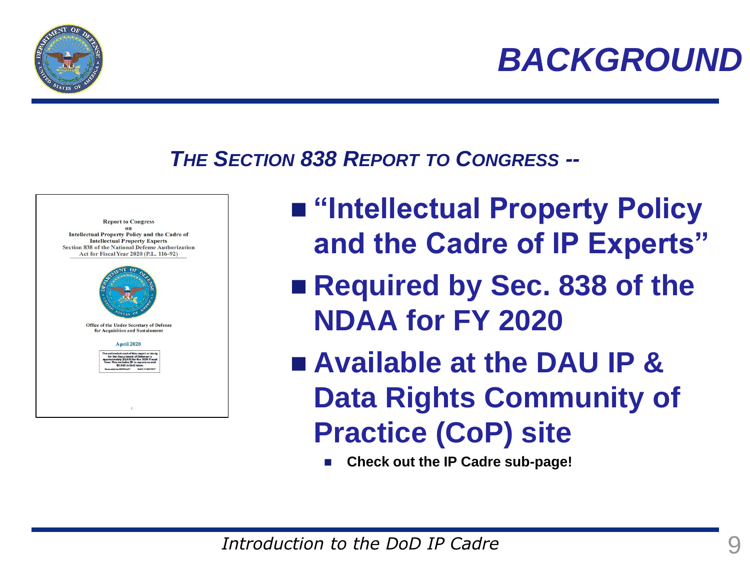# BACKGROUND

***THE SECTION 838 REPORT TO CONGRESS --***

Report to Congress
on
Intellectual Property Policy and the Cadre of
Intellectual Property Experts
Section 838 of the National Defense Authorization
Act for Fiscal Year 2020 (P.L. 116-92)

Office of the Under Secretary of Defense
for Acquisition and Sustainment

April 2020

- **"Intellectual Property Policy and the Cadre of IP Experts"**
- **Required by Sec. 838 of the NDAA for FY 2020**
- **Available at the DAU IP & Data Rights Community of Practice (CoP) site**
  - **Check out the IP Cadre sub-page!**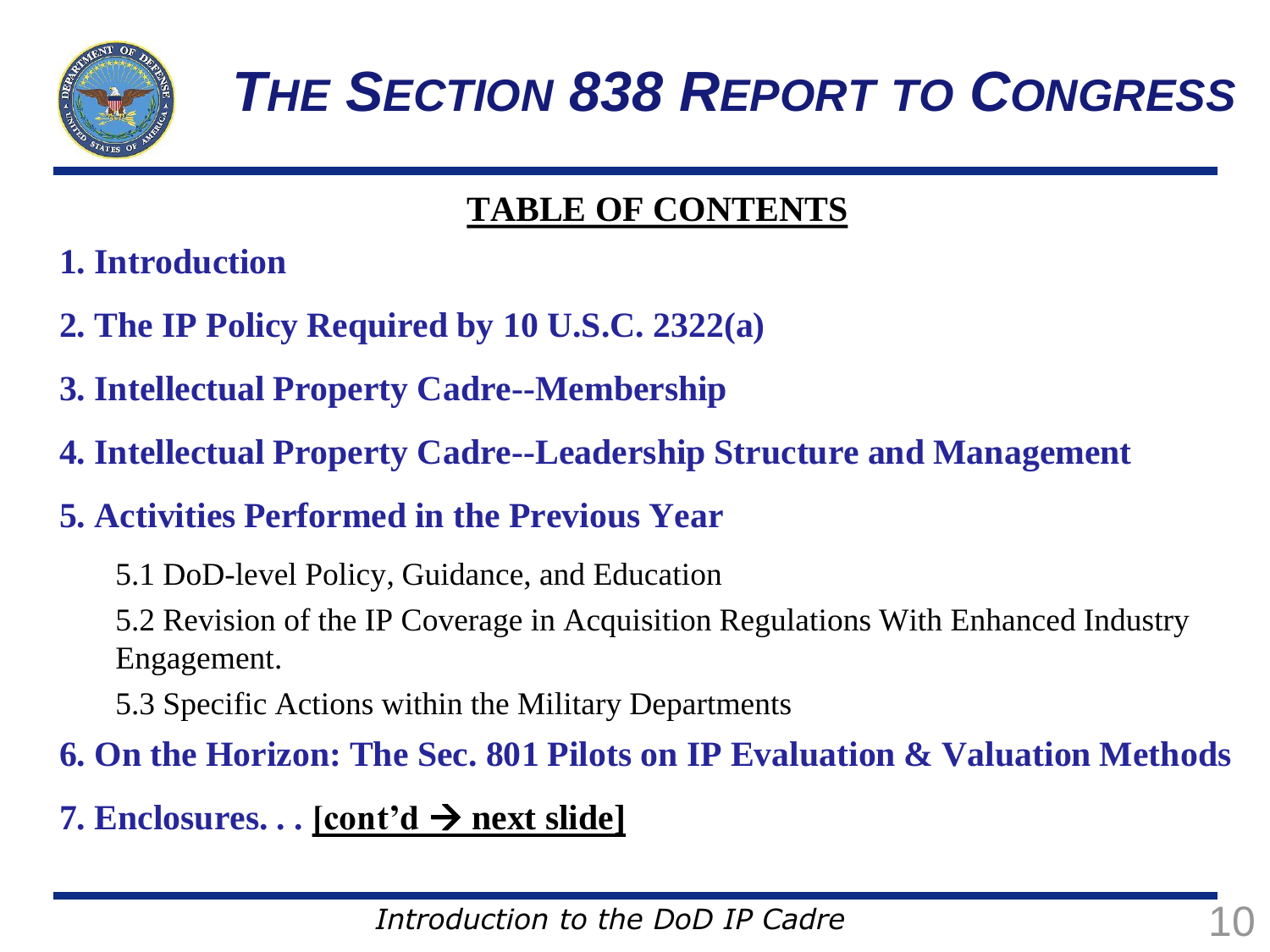# *THE SECTION 838 REPORT TO CONGRESS*

## TABLE OF CONTENTS

**1. Introduction**

**2. The IP Policy Required by 10 U.S.C. 2322(a)**

**3. Intellectual Property Cadre--Membership**

**4. Intellectual Property Cadre--Leadership Structure and Management**

**5. Activities Performed in the Previous Year**

- 5.1 DoD-level Policy, Guidance, and Education
- 5.2 Revision of the IP Coverage in Acquisition Regulations With Enhanced Industry Engagement.
- 5.3 Specific Actions within the Military Departments

**6. On the Horizon: The Sec. 801 Pilots on IP Evaluation & Valuation Methods**

**7. Enclosures. . .** **[cont'd → next slide]**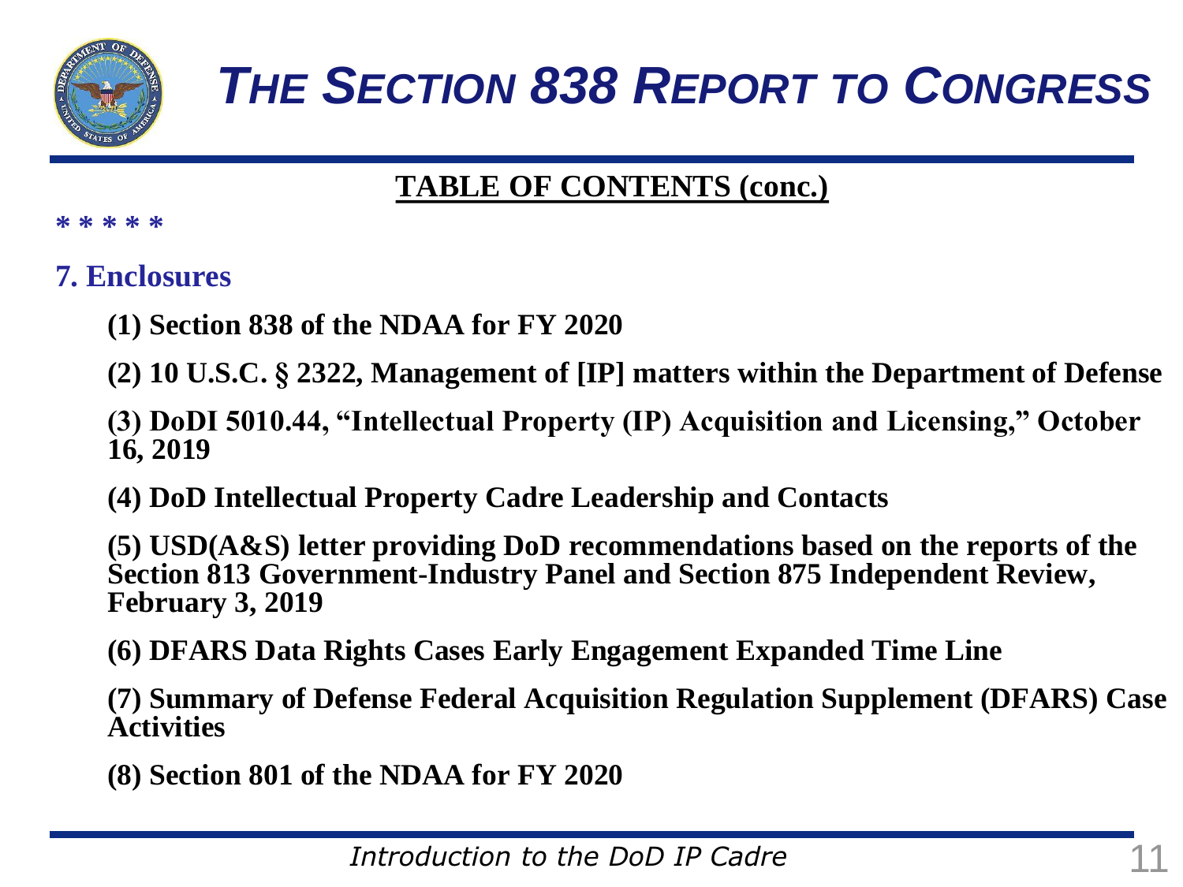# *THE SECTION 838 REPORT TO CONGRESS*

## TABLE OF CONTENTS (conc.)

\* \* \* \* \*

### 7. Enclosures

**(1) Section 838 of the NDAA for FY 2020**

**(2) 10 U.S.C. § 2322, Management of [IP] matters within the Department of Defense**

**(3) DoDI 5010.44, "Intellectual Property (IP) Acquisition and Licensing," October 16, 2019**

**(4) DoD Intellectual Property Cadre Leadership and Contacts**

**(5) USD(A&S) letter providing DoD recommendations based on the reports of the Section 813 Government-Industry Panel and Section 875 Independent Review, February 3, 2019**

**(6) DFARS Data Rights Cases Early Engagement Expanded Time Line**

**(7) Summary of Defense Federal Acquisition Regulation Supplement (DFARS) Case Activities**

**(8) Section 801 of the NDAA for FY 2020**